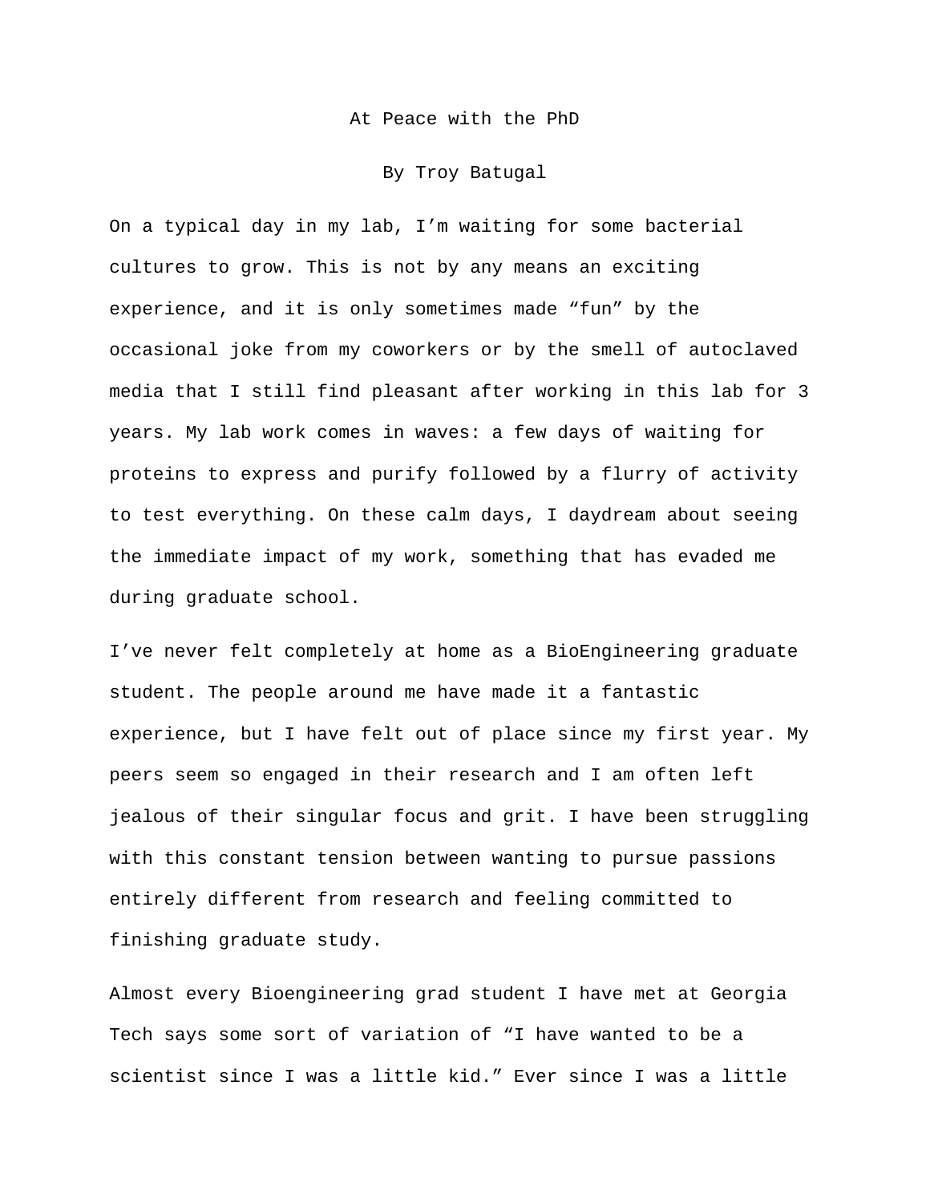# At Peace with the PhD

By Troy Batugal

On a typical day in my lab, I'm waiting for some bacterial cultures to grow. This is not by any means an exciting experience, and it is only sometimes made "fun" by the occasional joke from my coworkers or by the smell of autoclaved media that I still find pleasant after working in this lab for 3 years. My lab work comes in waves: a few days of waiting for proteins to express and purify followed by a flurry of activity to test everything. On these calm days, I daydream about seeing the immediate impact of my work, something that has evaded me during graduate school.

I've never felt completely at home as a BioEngineering graduate student. The people around me have made it a fantastic experience, but I have felt out of place since my first year. My peers seem so engaged in their research and I am often left jealous of their singular focus and grit. I have been struggling with this constant tension between wanting to pursue passions entirely different from research and feeling committed to finishing graduate study.

Almost every Bioengineering grad student I have met at Georgia Tech says some sort of variation of "I have wanted to be a scientist since I was a little kid." Ever since I was a little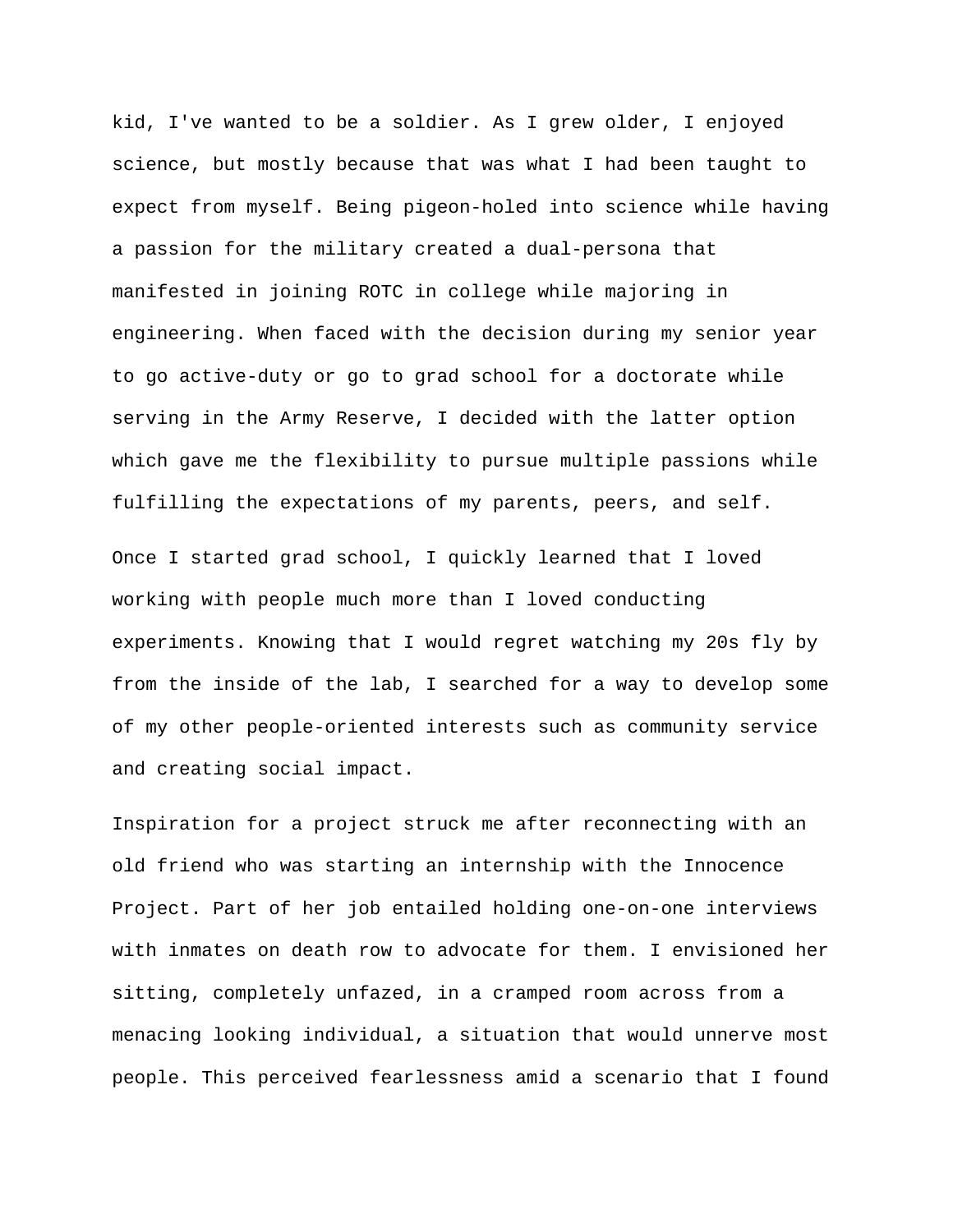kid, I've wanted to be a soldier. As I grew older, I enjoyed science, but mostly because that was what I had been taught to expect from myself. Being pigeon-holed into science while having a passion for the military created a dual-persona that manifested in joining ROTC in college while majoring in engineering. When faced with the decision during my senior year to go active-duty or go to grad school for a doctorate while serving in the Army Reserve, I decided with the latter option which gave me the flexibility to pursue multiple passions while fulfilling the expectations of my parents, peers, and self.

Once I started grad school, I quickly learned that I loved working with people much more than I loved conducting experiments. Knowing that I would regret watching my 20s fly by from the inside of the lab, I searched for a way to develop some of my other people-oriented interests such as community service and creating social impact.

Inspiration for a project struck me after reconnecting with an old friend who was starting an internship with the Innocence Project. Part of her job entailed holding one-on-one interviews with inmates on death row to advocate for them. I envisioned her sitting, completely unfazed, in a cramped room across from a menacing looking individual, a situation that would unnerve most people. This perceived fearlessness amid a scenario that I found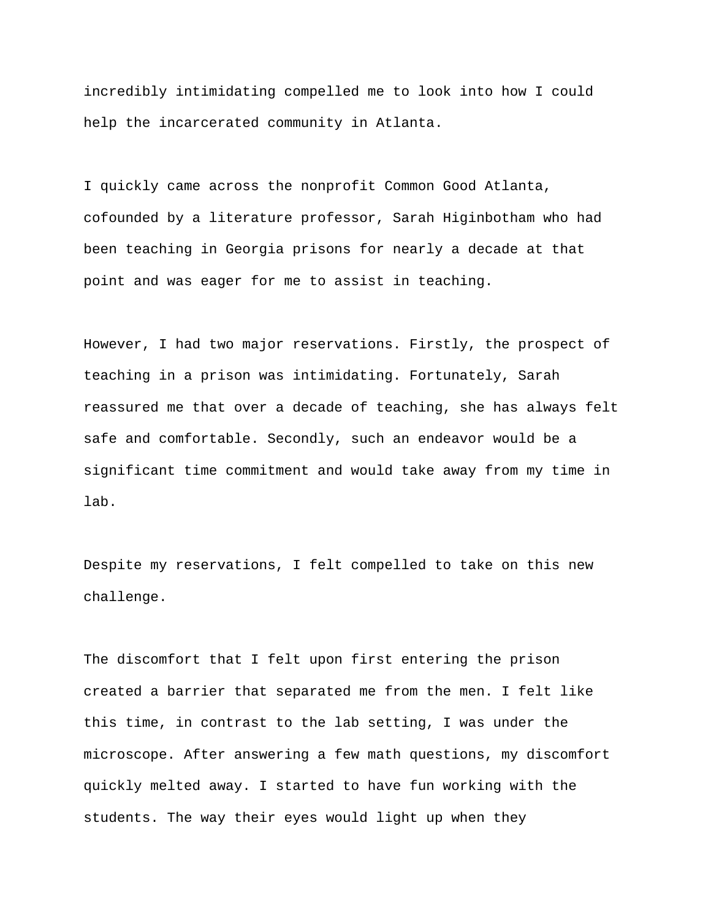incredibly intimidating compelled me to look into how I could help the incarcerated community in Atlanta.

I quickly came across the nonprofit Common Good Atlanta, cofounded by a literature professor, Sarah Higinbotham who had been teaching in Georgia prisons for nearly a decade at that point and was eager for me to assist in teaching.

However, I had two major reservations. Firstly, the prospect of teaching in a prison was intimidating. Fortunately, Sarah reassured me that over a decade of teaching, she has always felt safe and comfortable. Secondly, such an endeavor would be a significant time commitment and would take away from my time in lab.

Despite my reservations, I felt compelled to take on this new challenge.

The discomfort that I felt upon first entering the prison created a barrier that separated me from the men. I felt like this time, in contrast to the lab setting, I was under the microscope. After answering a few math questions, my discomfort quickly melted away. I started to have fun working with the students. The way their eyes would light up when they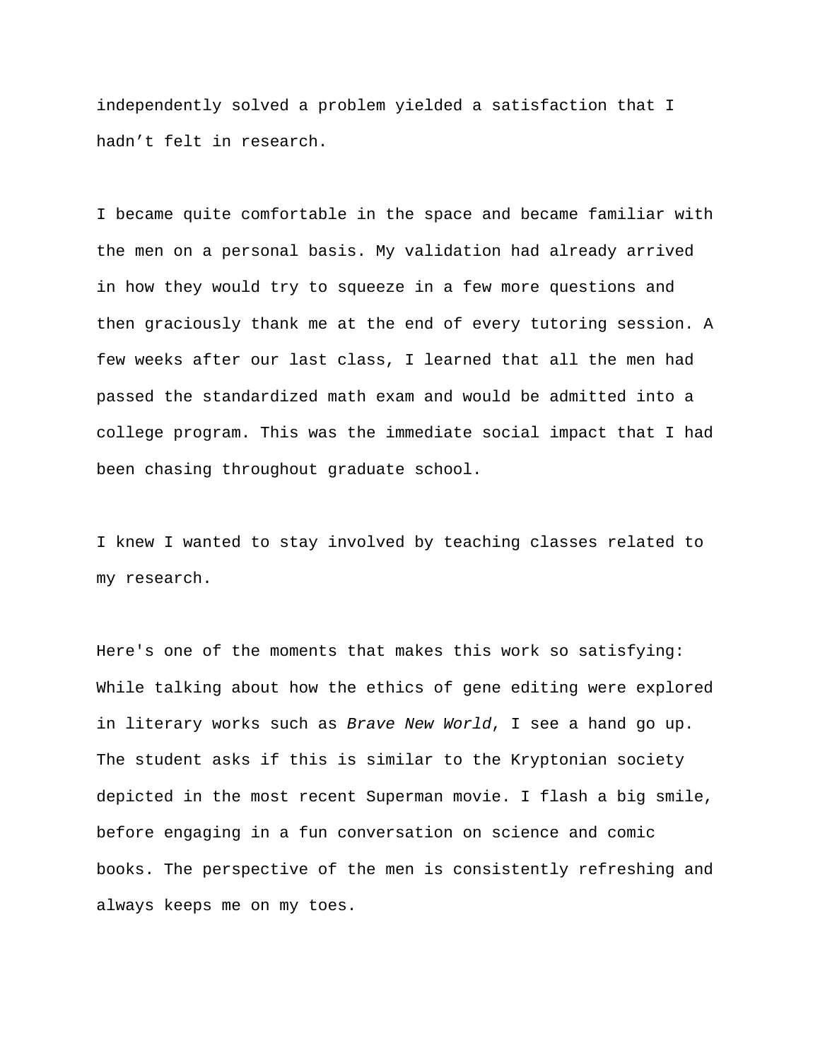independently solved a problem yielded a satisfaction that I hadn't felt in research.

I became quite comfortable in the space and became familiar with the men on a personal basis. My validation had already arrived in how they would try to squeeze in a few more questions and then graciously thank me at the end of every tutoring session. A few weeks after our last class, I learned that all the men had passed the standardized math exam and would be admitted into a college program. This was the immediate social impact that I had been chasing throughout graduate school.

I knew I wanted to stay involved by teaching classes related to my research.

Here's one of the moments that makes this work so satisfying: While talking about how the ethics of gene editing were explored in literary works such as *Brave New World*, I see a hand go up. The student asks if this is similar to the Kryptonian society depicted in the most recent Superman movie. I flash a big smile, before engaging in a fun conversation on science and comic books. The perspective of the men is consistently refreshing and always keeps me on my toes.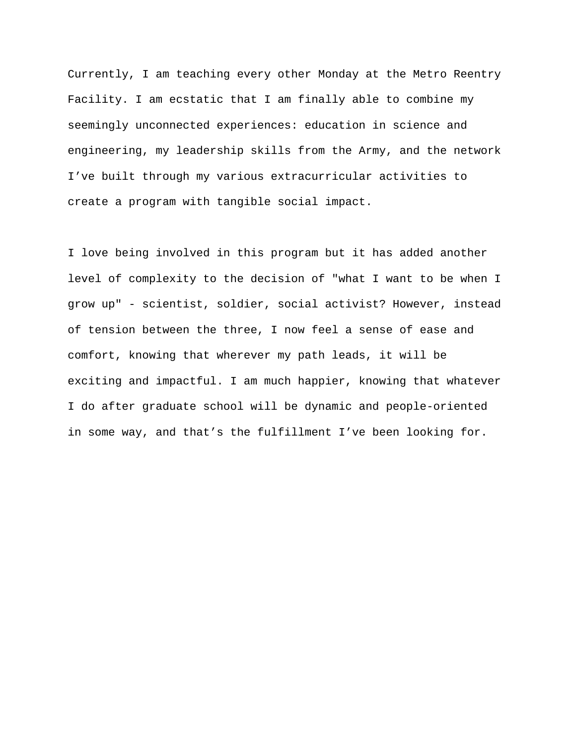Currently, I am teaching every other Monday at the Metro Reentry Facility. I am ecstatic that I am finally able to combine my seemingly unconnected experiences: education in science and engineering, my leadership skills from the Army, and the network I’ve built through my various extracurricular activities to create a program with tangible social impact.

I love being involved in this program but it has added another level of complexity to the decision of "what I want to be when I grow up" - scientist, soldier, social activist? However, instead of tension between the three, I now feel a sense of ease and comfort, knowing that wherever my path leads, it will be exciting and impactful. I am much happier, knowing that whatever I do after graduate school will be dynamic and people-oriented in some way, and that’s the fulfillment I’ve been looking for.